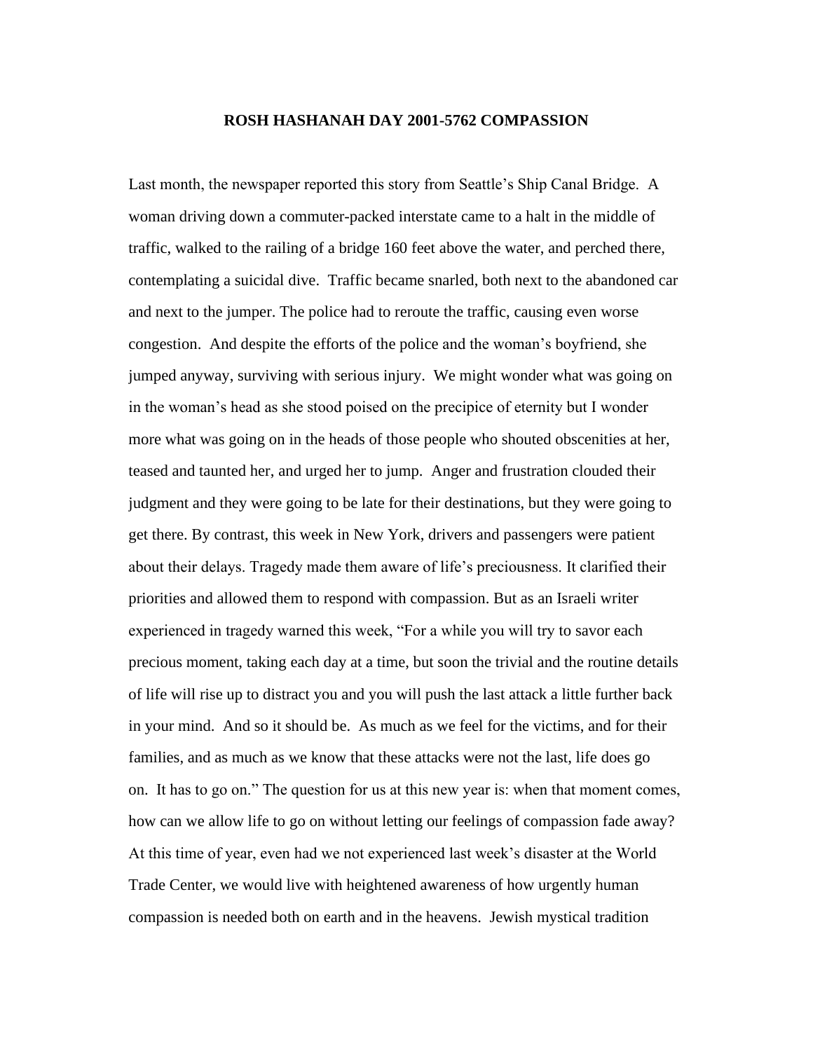# ROSH HASHANAH DAY 2001-5762 COMPASSION

Last month, the newspaper reported this story from Seattle's Ship Canal Bridge. A woman driving down a commuter-packed interstate came to a halt in the middle of traffic, walked to the railing of a bridge 160 feet above the water, and perched there, contemplating a suicidal dive. Traffic became snarled, both next to the abandoned car and next to the jumper. The police had to reroute the traffic, causing even worse congestion. And despite the efforts of the police and the woman's boyfriend, she jumped anyway, surviving with serious injury. We might wonder what was going on in the woman's head as she stood poised on the precipice of eternity but I wonder more what was going on in the heads of those people who shouted obscenities at her, teased and taunted her, and urged her to jump. Anger and frustration clouded their judgment and they were going to be late for their destinations, but they were going to get there. By contrast, this week in New York, drivers and passengers were patient about their delays. Tragedy made them aware of life's preciousness. It clarified their priorities and allowed them to respond with compassion. But as an Israeli writer experienced in tragedy warned this week, "For a while you will try to savor each precious moment, taking each day at a time, but soon the trivial and the routine details of life will rise up to distract you and you will push the last attack a little further back in your mind. And so it should be. As much as we feel for the victims, and for their families, and as much as we know that these attacks were not the last, life does go on. It has to go on." The question for us at this new year is: when that moment comes, how can we allow life to go on without letting our feelings of compassion fade away? At this time of year, even had we not experienced last week's disaster at the World Trade Center, we would live with heightened awareness of how urgently human compassion is needed both on earth and in the heavens. Jewish mystical tradition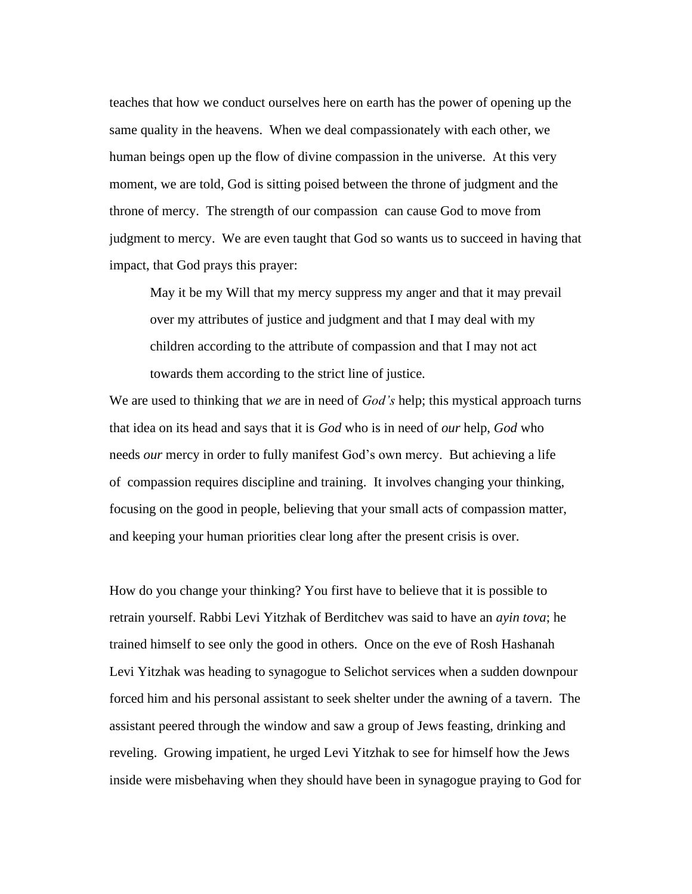teaches that how we conduct ourselves here on earth has the power of opening up the same quality in the heavens. When we deal compassionately with each other, we human beings open up the flow of divine compassion in the universe. At this very moment, we are told, God is sitting poised between the throne of judgment and the throne of mercy. The strength of our compassion can cause God to move from judgment to mercy. We are even taught that God so wants us to succeed in having that impact, that God prays this prayer:

> May it be my Will that my mercy suppress my anger and that it may prevail over my attributes of justice and judgment and that I may deal with my children according to the attribute of compassion and that I may not act towards them according to the strict line of justice.

We are used to thinking that *we* are in need of *God's* help; this mystical approach turns that idea on its head and says that it is *God* who is in need of *our* help, *God* who needs *our* mercy in order to fully manifest God's own mercy. But achieving a life of compassion requires discipline and training. It involves changing your thinking, focusing on the good in people, believing that your small acts of compassion matter, and keeping your human priorities clear long after the present crisis is over.

How do you change your thinking? You first have to believe that it is possible to retrain yourself. Rabbi Levi Yitzhak of Berditchev was said to have an *ayin tova*; he trained himself to see only the good in others. Once on the eve of Rosh Hashanah Levi Yitzhak was heading to synagogue to Selichot services when a sudden downpour forced him and his personal assistant to seek shelter under the awning of a tavern. The assistant peered through the window and saw a group of Jews feasting, drinking and reveling. Growing impatient, he urged Levi Yitzhak to see for himself how the Jews inside were misbehaving when they should have been in synagogue praying to God for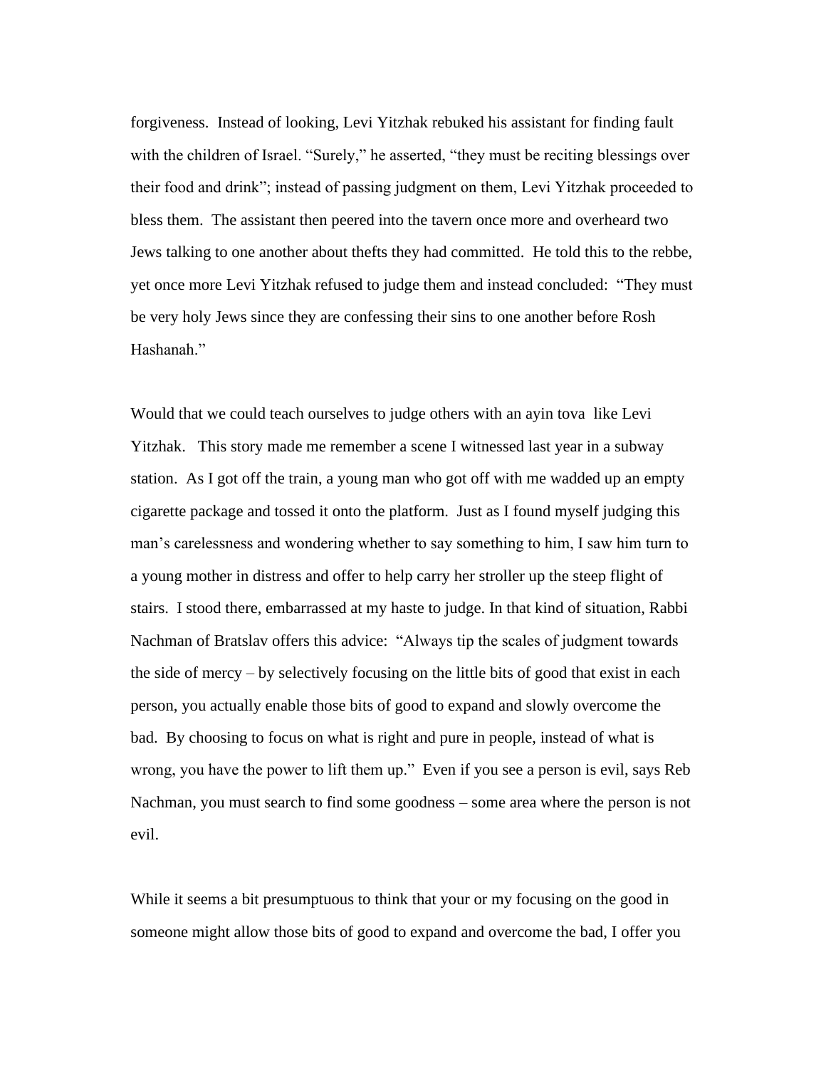forgiveness. Instead of looking, Levi Yitzhak rebuked his assistant for finding fault with the children of Israel. "Surely," he asserted, "they must be reciting blessings over their food and drink"; instead of passing judgment on them, Levi Yitzhak proceeded to bless them. The assistant then peered into the tavern once more and overheard two Jews talking to one another about thefts they had committed. He told this to the rebbe, yet once more Levi Yitzhak refused to judge them and instead concluded: "They must be very holy Jews since they are confessing their sins to one another before Rosh Hashanah."

Would that we could teach ourselves to judge others with an ayin tova like Levi Yitzhak. This story made me remember a scene I witnessed last year in a subway station. As I got off the train, a young man who got off with me wadded up an empty cigarette package and tossed it onto the platform. Just as I found myself judging this man's carelessness and wondering whether to say something to him, I saw him turn to a young mother in distress and offer to help carry her stroller up the steep flight of stairs. I stood there, embarrassed at my haste to judge. In that kind of situation, Rabbi Nachman of Bratslav offers this advice: "Always tip the scales of judgment towards the side of mercy – by selectively focusing on the little bits of good that exist in each person, you actually enable those bits of good to expand and slowly overcome the bad. By choosing to focus on what is right and pure in people, instead of what is wrong, you have the power to lift them up." Even if you see a person is evil, says Reb Nachman, you must search to find some goodness – some area where the person is not evil.

While it seems a bit presumptuous to think that your or my focusing on the good in someone might allow those bits of good to expand and overcome the bad, I offer you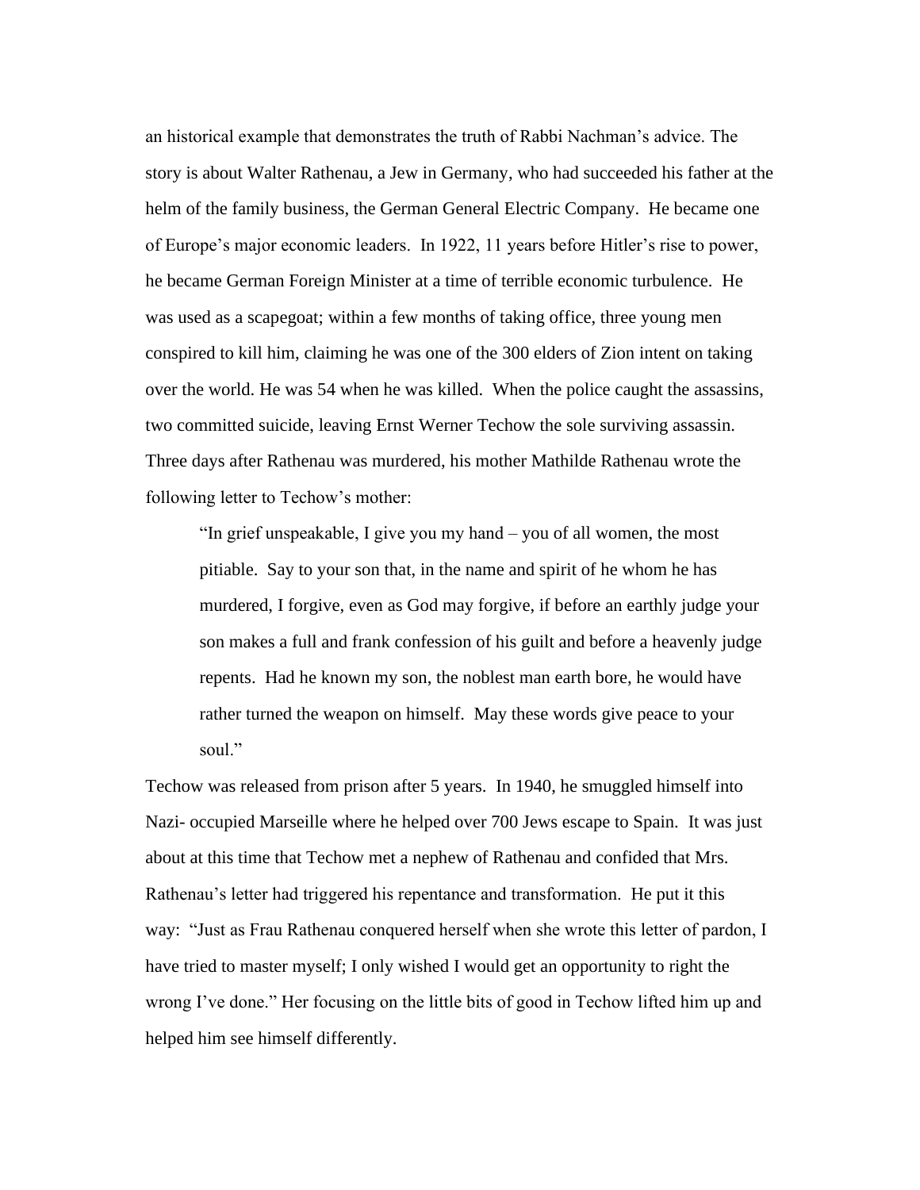an historical example that demonstrates the truth of Rabbi Nachman's advice. The story is about Walter Rathenau, a Jew in Germany, who had succeeded his father at the helm of the family business, the German General Electric Company. He became one of Europe's major economic leaders. In 1922, 11 years before Hitler's rise to power, he became German Foreign Minister at a time of terrible economic turbulence. He was used as a scapegoat; within a few months of taking office, three young men conspired to kill him, claiming he was one of the 300 elders of Zion intent on taking over the world. He was 54 when he was killed. When the police caught the assassins, two committed suicide, leaving Ernst Werner Techow the sole surviving assassin. Three days after Rathenau was murdered, his mother Mathilde Rathenau wrote the following letter to Techow's mother:

> "In grief unspeakable, I give you my hand – you of all women, the most pitiable. Say to your son that, in the name and spirit of he whom he has murdered, I forgive, even as God may forgive, if before an earthly judge your son makes a full and frank confession of his guilt and before a heavenly judge repents. Had he known my son, the noblest man earth bore, he would have rather turned the weapon on himself. May these words give peace to your soul."

Techow was released from prison after 5 years. In 1940, he smuggled himself into Nazi- occupied Marseille where he helped over 700 Jews escape to Spain. It was just about at this time that Techow met a nephew of Rathenau and confided that Mrs. Rathenau's letter had triggered his repentance and transformation. He put it this way: "Just as Frau Rathenau conquered herself when she wrote this letter of pardon, I have tried to master myself; I only wished I would get an opportunity to right the wrong I've done." Her focusing on the little bits of good in Techow lifted him up and helped him see himself differently.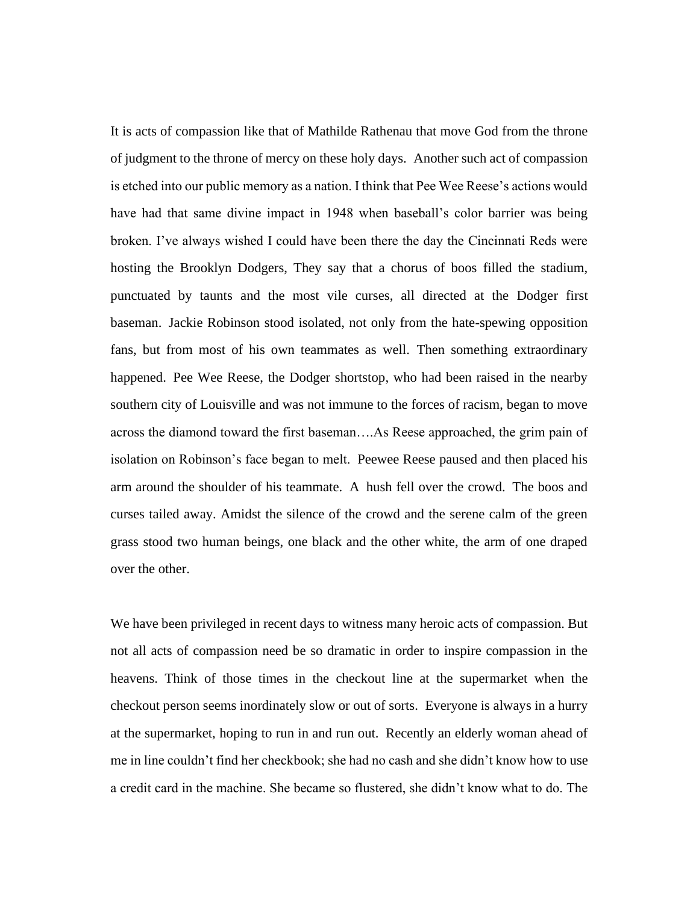It is acts of compassion like that of Mathilde Rathenau that move God from the throne of judgment to the throne of mercy on these holy days. Another such act of compassion is etched into our public memory as a nation. I think that Pee Wee Reese's actions would have had that same divine impact in 1948 when baseball's color barrier was being broken. I've always wished I could have been there the day the Cincinnati Reds were hosting the Brooklyn Dodgers, They say that a chorus of boos filled the stadium, punctuated by taunts and the most vile curses, all directed at the Dodger first baseman. Jackie Robinson stood isolated, not only from the hate-spewing opposition fans, but from most of his own teammates as well. Then something extraordinary happened. Pee Wee Reese, the Dodger shortstop, who had been raised in the nearby southern city of Louisville and was not immune to the forces of racism, began to move across the diamond toward the first baseman….As Reese approached, the grim pain of isolation on Robinson's face began to melt. Peewee Reese paused and then placed his arm around the shoulder of his teammate. A hush fell over the crowd. The boos and curses tailed away. Amidst the silence of the crowd and the serene calm of the green grass stood two human beings, one black and the other white, the arm of one draped over the other.

We have been privileged in recent days to witness many heroic acts of compassion. But not all acts of compassion need be so dramatic in order to inspire compassion in the heavens. Think of those times in the checkout line at the supermarket when the checkout person seems inordinately slow or out of sorts. Everyone is always in a hurry at the supermarket, hoping to run in and run out. Recently an elderly woman ahead of me in line couldn't find her checkbook; she had no cash and she didn't know how to use a credit card in the machine. She became so flustered, she didn't know what to do. The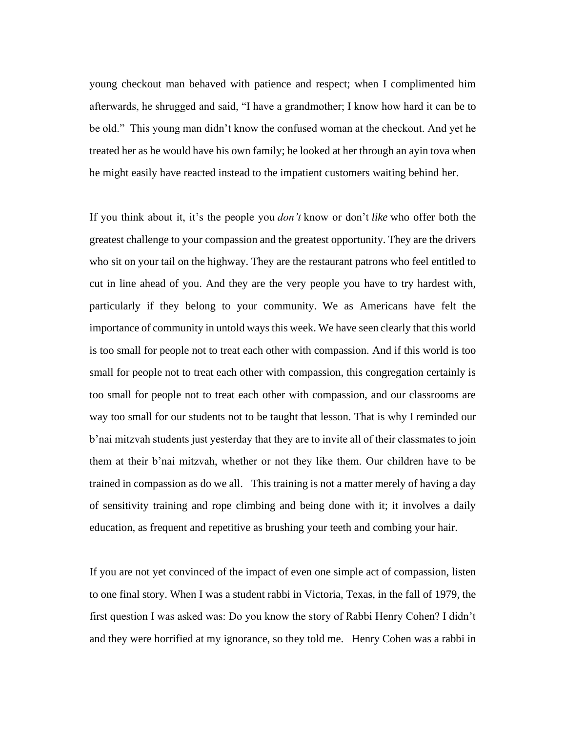young checkout man behaved with patience and respect; when I complimented him afterwards, he shrugged and said, "I have a grandmother; I know how hard it can be to be old." This young man didn't know the confused woman at the checkout. And yet he treated her as he would have his own family; he looked at her through an ayin tova when he might easily have reacted instead to the impatient customers waiting behind her.

If you think about it, it's the people you *don't* know or don't *like* who offer both the greatest challenge to your compassion and the greatest opportunity. They are the drivers who sit on your tail on the highway. They are the restaurant patrons who feel entitled to cut in line ahead of you. And they are the very people you have to try hardest with, particularly if they belong to your community. We as Americans have felt the importance of community in untold ways this week. We have seen clearly that this world is too small for people not to treat each other with compassion. And if this world is too small for people not to treat each other with compassion, this congregation certainly is too small for people not to treat each other with compassion, and our classrooms are way too small for our students not to be taught that lesson. That is why I reminded our b'nai mitzvah students just yesterday that they are to invite all of their classmates to join them at their b'nai mitzvah, whether or not they like them. Our children have to be trained in compassion as do we all. This training is not a matter merely of having a day of sensitivity training and rope climbing and being done with it; it involves a daily education, as frequent and repetitive as brushing your teeth and combing your hair.

If you are not yet convinced of the impact of even one simple act of compassion, listen to one final story. When I was a student rabbi in Victoria, Texas, in the fall of 1979, the first question I was asked was: Do you know the story of Rabbi Henry Cohen? I didn't and they were horrified at my ignorance, so they told me. Henry Cohen was a rabbi in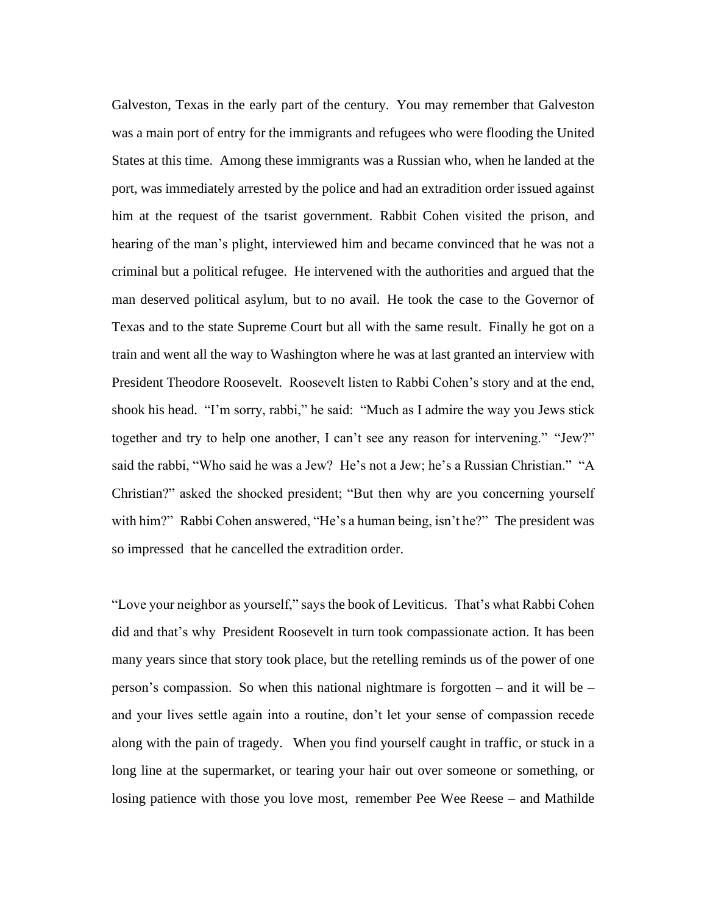Galveston, Texas in the early part of the century. You may remember that Galveston was a main port of entry for the immigrants and refugees who were flooding the United States at this time. Among these immigrants was a Russian who, when he landed at the port, was immediately arrested by the police and had an extradition order issued against him at the request of the tsarist government. Rabbit Cohen visited the prison, and hearing of the man's plight, interviewed him and became convinced that he was not a criminal but a political refugee. He intervened with the authorities and argued that the man deserved political asylum, but to no avail. He took the case to the Governor of Texas and to the state Supreme Court but all with the same result. Finally he got on a train and went all the way to Washington where he was at last granted an interview with President Theodore Roosevelt. Roosevelt listen to Rabbi Cohen's story and at the end, shook his head. "I'm sorry, rabbi," he said: "Much as I admire the way you Jews stick together and try to help one another, I can't see any reason for intervening." "Jew?" said the rabbi, "Who said he was a Jew? He's not a Jew; he's a Russian Christian." "A Christian?" asked the shocked president; "But then why are you concerning yourself with him?" Rabbi Cohen answered, "He's a human being, isn't he?" The president was so impressed that he cancelled the extradition order.

"Love your neighbor as yourself," says the book of Leviticus. That's what Rabbi Cohen did and that's why President Roosevelt in turn took compassionate action. It has been many years since that story took place, but the retelling reminds us of the power of one person's compassion. So when this national nightmare is forgotten – and it will be – and your lives settle again into a routine, don't let your sense of compassion recede along with the pain of tragedy. When you find yourself caught in traffic, or stuck in a long line at the supermarket, or tearing your hair out over someone or something, or losing patience with those you love most, remember Pee Wee Reese – and Mathilde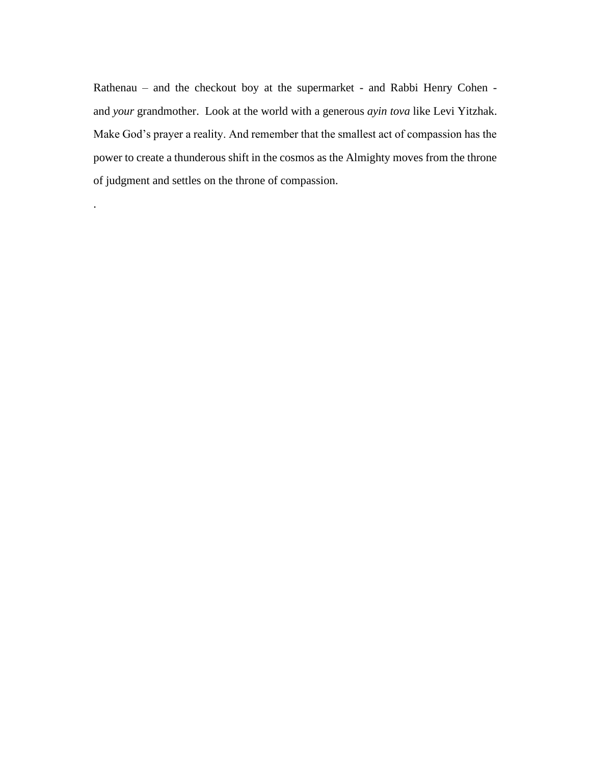Rathenau – and the checkout boy at the supermarket - and Rabbi Henry Cohen - and *your* grandmother. Look at the world with a generous *ayin tova* like Levi Yitzhak. Make God's prayer a reality. And remember that the smallest act of compassion has the power to create a thunderous shift in the cosmos as the Almighty moves from the throne of judgment and settles on the throne of compassion.

.